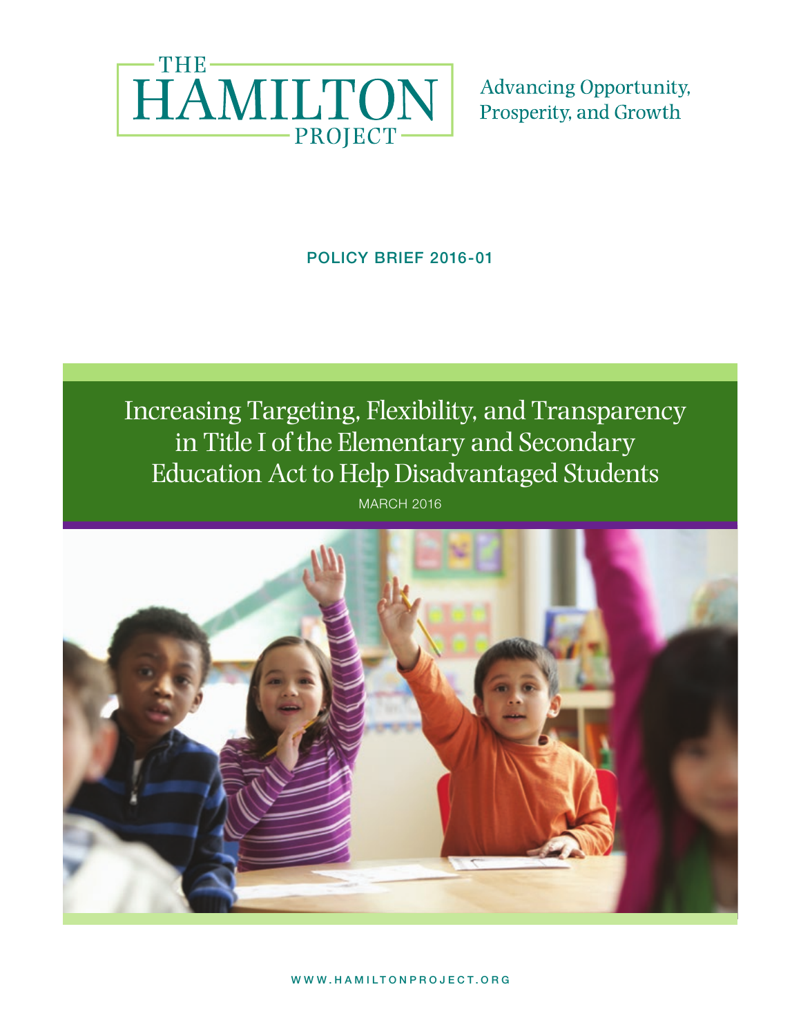THE HAMILTON PROJECT

Advancing Opportunity, Prosperity, and Growth

**POLICY BRIEF 2016-01**

# Increasing Targeting, Flexibility, and Transparency in Title I of the Elementary and Secondary Education Act to Help Disadvantaged Students

MARCH 2016

WWW.HAMILTONPROJECT.ORG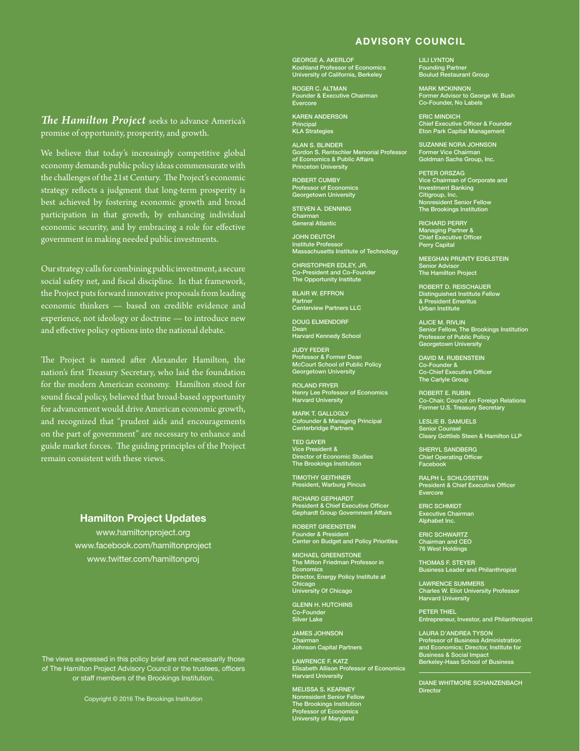*The Hamilton Project* seeks to advance America's promise of opportunity, prosperity, and growth.

We believe that today's increasingly competitive global economy demands public policy ideas commensurate with the challenges of the 21st Century. The Project's economic strategy reflects a judgment that long-term prosperity is best achieved by fostering economic growth and broad participation in that growth, by enhancing individual economic security, and by embracing a role for effective government in making needed public investments.

Our strategy calls for combining public investment, a secure social safety net, and fiscal discipline. In that framework, the Project puts forward innovative proposals from leading economic thinkers — based on credible evidence and experience, not ideology or doctrine — to introduce new and effective policy options into the national debate.

The Project is named after Alexander Hamilton, the nation's first Treasury Secretary, who laid the foundation for the modern American economy. Hamilton stood for sound fiscal policy, believed that broad-based opportunity for advancement would drive American economic growth, and recognized that "prudent aids and encouragements on the part of government" are necessary to enhance and guide market forces. The guiding principles of the Project remain consistent with these views.

## Hamilton Project Updates

www.hamiltonproject.org
www.facebook.com/hamiltonproject
www.twitter.com/hamiltonproj

The views expressed in this policy brief are not necessarily those of The Hamilton Project Advisory Council or the trustees, officers or staff members of the Brookings Institution.

Copyright © 2016 The Brookings Institution

## ADVISORY COUNCIL

GEORGE A. AKERLOF
Koshland Professor of Economics
University of California, Berkeley

ROGER C. ALTMAN
Founder & Executive Chairman
Evercore

KAREN ANDERSON
Principal
KLA Strategies

ALAN S. BLINDER
Gordon S. Rentschler Memorial Professor of Economics & Public Affairs
Princeton University

ROBERT CUMBY
Professor of Economics
Georgetown University

STEVEN A. DENNING
Chairman
General Atlantic

JOHN DEUTCH
Institute Professor
Massachusetts Institute of Technology

CHRISTOPHER EDLEY, JR.
Co-President and Co-Founder
The Opportunity Institute

BLAIR W. EFFRON
Partner
Centerview Partners LLC

DOUG ELMENDORF
Dean
Harvard Kennedy School

JUDY FEDER
Professor & Former Dean
McCourt School of Public Policy
Georgetown University

ROLAND FRYER
Henry Lee Professor of Economics
Harvard University

MARK T. GALLOGLY
Cofounder & Managing Principal
Centerbridge Partners

TED GAYER
Vice President &
Director of Economic Studies
The Brookings Institution

TIMOTHY GEITHNER
President, Warburg Pincus

RICHARD GEPHARDT
President & Chief Executive Officer
Gephardt Group Government Affairs

ROBERT GREENSTEIN
Founder & President
Center on Budget and Policy Priorities

MICHAEL GREENSTONE
The Milton Friedman Professor in Economics
Director, Energy Policy Institute at Chicago
University Of Chicago

GLENN H. HUTCHINS
Co-Founder
Silver Lake

JAMES JOHNSON
Chairman
Johnson Capital Partners

LAWRENCE F. KATZ
Elisabeth Allison Professor of Economics
Harvard University

MELISSA S. KEARNEY
Nonresident Senior Fellow
The Brookings Institution
Professor of Economics
University of Maryland

LILI LYNTON
Founding Partner
Boulud Restaurant Group

MARK MCKINNON
Former Advisor to George W. Bush
Co-Founder, No Labels

ERIC MINDICH
Chief Executive Officer & Founder
Eton Park Capital Management

SUZANNE NORA JOHNSON
Former Vice Chairman
Goldman Sachs Group, Inc.

PETER ORSZAG
Vice Chairman of Corporate and Investment Banking
Citigroup, Inc.
Nonresident Senior Fellow
The Brookings Institution

RICHARD PERRY
Managing Partner &
Chief Executive Officer
Perry Capital

MEEGHAN PRUNTY EDELSTEIN
Senior Advisor
The Hamilton Project

ROBERT D. REISCHAUER
Distinguished Institute Fellow
& President Emeritus
Urban Institute

ALICE M. RIVLIN
Senior Fellow, The Brookings Institution
Professor of Public Policy
Georgetown University

DAVID M. RUBENSTEIN
Co-Founder &
Co-Chief Executive Officer
The Carlyle Group

ROBERT E. RUBIN
Co-Chair, Council on Foreign Relations
Former U.S. Treasury Secretary

LESLIE B. SAMUELS
Senior Counsel
Cleary Gottlieb Steen & Hamilton LLP

SHERYL SANDBERG
Chief Operating Officer
Facebook

RALPH L. SCHLOSSTEIN
President & Chief Executive Officer
Evercore

ERIC SCHMIDT
Executive Chairman
Alphabet Inc.

ERIC SCHWARTZ
Chairman and CEO
76 West Holdings

THOMAS F. STEYER
Business Leader and Philanthropist

LAWRENCE SUMMERS
Charles W. Eliot University Professor
Harvard University

PETER THIEL
Entrepreneur, Investor, and Philanthropist

LAURA D'ANDREA TYSON
Professor of Business Administration and Economics; Director, Institute for Business & Social Impact
Berkeley-Haas School of Business

---

DIANE WHITMORE SCHANZENBACH
Director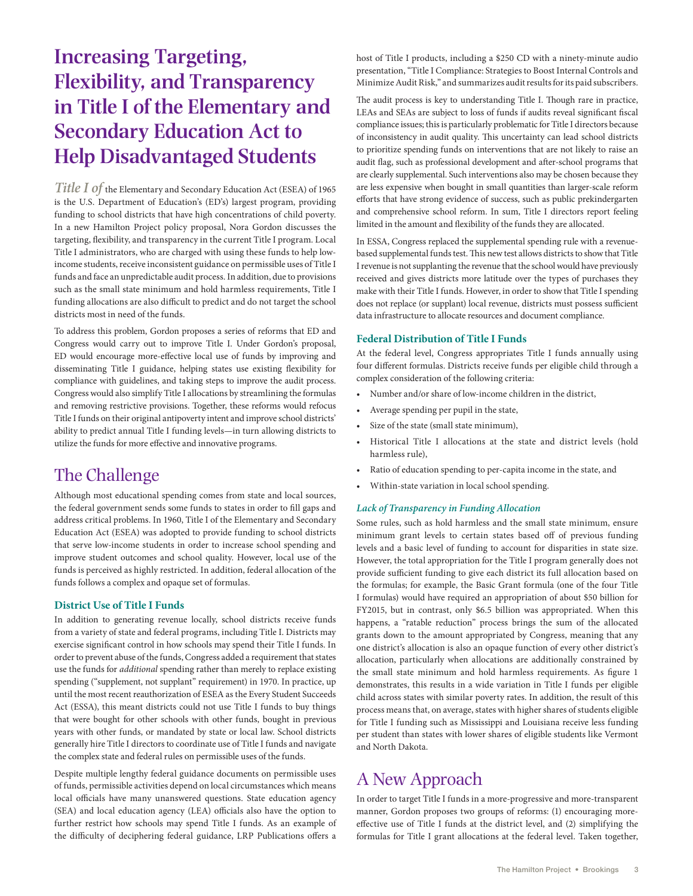# Increasing Targeting, Flexibility, and Transparency in Title I of the Elementary and Secondary Education Act to Help Disadvantaged Students

*Title I of* the Elementary and Secondary Education Act (ESEA) of 1965 is the U.S. Department of Education's (ED's) largest program, providing funding to school districts that have high concentrations of child poverty. In a new Hamilton Project policy proposal, Nora Gordon discusses the targeting, flexibility, and transparency in the current Title I program. Local Title I administrators, who are charged with using these funds to help low-income students, receive inconsistent guidance on permissible uses of Title I funds and face an unpredictable audit process. In addition, due to provisions such as the small state minimum and hold harmless requirements, Title I funding allocations are also difficult to predict and do not target the school districts most in need of the funds.

To address this problem, Gordon proposes a series of reforms that ED and Congress would carry out to improve Title I. Under Gordon's proposal, ED would encourage more-effective local use of funds by improving and disseminating Title I guidance, helping states use existing flexibility for compliance with guidelines, and taking steps to improve the audit process. Congress would also simplify Title I allocations by streamlining the formulas and removing restrictive provisions. Together, these reforms would refocus Title I funds on their original antipoverty intent and improve school districts' ability to predict annual Title I funding levels—in turn allowing districts to utilize the funds for more effective and innovative programs.

## The Challenge

Although most educational spending comes from state and local sources, the federal government sends some funds to states in order to fill gaps and address critical problems. In 1960, Title I of the Elementary and Secondary Education Act (ESEA) was adopted to provide funding to school districts that serve low-income students in order to increase school spending and improve student outcomes and school quality. However, local use of the funds is perceived as highly restricted. In addition, federal allocation of the funds follows a complex and opaque set of formulas.

### District Use of Title I Funds

In addition to generating revenue locally, school districts receive funds from a variety of state and federal programs, including Title I. Districts may exercise significant control in how schools may spend their Title I funds. In order to prevent abuse of the funds, Congress added a requirement that states use the funds for *additional* spending rather than merely to replace existing spending ("supplement, not supplant" requirement) in 1970. In practice, up until the most recent reauthorization of ESEA as the Every Student Succeeds Act (ESSA), this meant districts could not use Title I funds to buy things that were bought for other schools with other funds, bought in previous years with other funds, or mandated by state or local law. School districts generally hire Title I directors to coordinate use of Title I funds and navigate the complex state and federal rules on permissible uses of the funds.

Despite multiple lengthy federal guidance documents on permissible uses of funds, permissible activities depend on local circumstances which means local officials have many unanswered questions. State education agency (SEA) and local education agency (LEA) officials also have the option to further restrict how schools may spend Title I funds. As an example of the difficulty of deciphering federal guidance, LRP Publications offers a host of Title I products, including a $250 CD with a ninety-minute audio presentation, "Title I Compliance: Strategies to Boost Internal Controls and Minimize Audit Risk," and summarizes audit results for its paid subscribers.

The audit process is key to understanding Title I. Though rare in practice, LEAs and SEAs are subject to loss of funds if audits reveal significant fiscal compliance issues; this is particularly problematic for Title I directors because of inconsistency in audit quality. This uncertainty can lead school districts to prioritize spending funds on interventions that are not likely to raise an audit flag, such as professional development and after-school programs that are clearly supplemental. Such interventions also may be chosen because they are less expensive when bought in small quantities than larger-scale reform efforts that have strong evidence of success, such as public prekindergarten and comprehensive school reform. In sum, Title I directors report feeling limited in the amount and flexibility of the funds they are allocated.

In ESSA, Congress replaced the supplemental spending rule with a revenue-based supplemental funds test. This new test allows districts to show that Title I revenue is not supplanting the revenue that the school would have previously received and gives districts more latitude over the types of purchases they make with their Title I funds. However, in order to show that Title I spending does not replace (or supplant) local revenue, districts must possess sufficient data infrastructure to allocate resources and document compliance.

### Federal Distribution of Title I Funds

At the federal level, Congress appropriates Title I funds annually using four different formulas. Districts receive funds per eligible child through a complex consideration of the following criteria:

- Number and/or share of low-income children in the district,
- Average spending per pupil in the state,
- Size of the state (small state minimum),
- Historical Title I allocations at the state and district levels (hold harmless rule),
- Ratio of education spending to per-capita income in the state, and
- Within-state variation in local school spending.

#### *Lack of Transparency in Funding Allocation*

Some rules, such as hold harmless and the small state minimum, ensure minimum grant levels to certain states based off of previous funding levels and a basic level of funding to account for disparities in state size. However, the total appropriation for the Title I program generally does not provide sufficient funding to give each district its full allocation based on the formulas; for example, the Basic Grant formula (one of the four Title I formulas) would have required an appropriation of about $50 billion for FY2015, but in contrast, only $6.5 billion was appropriated. When this happens, a "ratable reduction" process brings the sum of the allocated grants down to the amount appropriated by Congress, meaning that any one district's allocation is also an opaque function of every other district's allocation, particularly when allocations are additionally constrained by the small state minimum and hold harmless requirements. As figure 1 demonstrates, this results in a wide variation in Title I funds per eligible child across states with similar poverty rates. In addition, the result of this process means that, on average, states with higher shares of students eligible for Title I funding such as Mississippi and Louisiana receive less funding per student than states with lower shares of eligible students like Vermont and North Dakota.

## A New Approach

In order to target Title I funds in a more-progressive and more-transparent manner, Gordon proposes two groups of reforms: (1) encouraging more-effective use of Title I funds at the district level, and (2) simplifying the formulas for Title I grant allocations at the federal level. Taken together,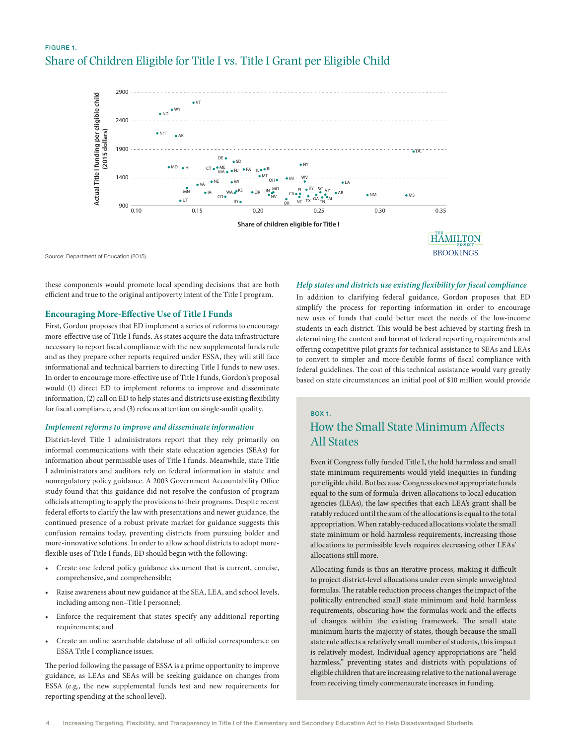FIGURE 1.

## Share of Children Eligible for Title I vs. Title I Grant per Eligible Child

Source: Department of Education (2015).

these components would promote local spending decisions that are both efficient and true to the original antipoverty intent of the Title I program.

### Encouraging More-Effective Use of Title I Funds

First, Gordon proposes that ED implement a series of reforms to encourage more-effective use of Title I funds. As states acquire the data infrastructure necessary to report fiscal compliance with the new supplemental funds rule and as they prepare other reports required under ESSA, they will still face informational and technical barriers to directing Title I funds to new uses. In order to encourage more-effective use of Title I funds, Gordon's proposal would (1) direct ED to implement reforms to improve and disseminate information, (2) call on ED to help states and districts use existing flexibility for fiscal compliance, and (3) refocus attention on single-audit quality.

#### *Implement reforms to improve and disseminate information*

District-level Title I administrators report that they rely primarily on informal communications with their state education agencies (SEAs) for information about permissible uses of Title I funds. Meanwhile, state Title I administrators and auditors rely on federal information in statute and nonregulatory policy guidance. A 2003 Government Accountability Office study found that this guidance did not resolve the confusion of program officials attempting to apply the provisions to their programs. Despite recent federal efforts to clarify the law with presentations and newer guidance, the continued presence of a robust private market for guidance suggests this confusion remains today, preventing districts from pursuing bolder and more-innovative solutions. In order to allow school districts to adopt more-flexible uses of Title I funds, ED should begin with the following:

- Create one federal policy guidance document that is current, concise, comprehensive, and comprehensible;
- Raise awareness about new guidance at the SEA, LEA, and school levels, including among non–Title I personnel;
- Enforce the requirement that states specify any additional reporting requirements; and
- Create an online searchable database of all official correspondence on ESSA Title I compliance issues.

The period following the passage of ESSA is a prime opportunity to improve guidance, as LEAs and SEAs will be seeking guidance on changes from ESSA (e.g., the new supplemental funds test and new requirements for reporting spending at the school level).

#### *Help states and districts use existing flexibility for fiscal compliance*

In addition to clarifying federal guidance, Gordon proposes that ED simplify the process for reporting information in order to encourage new uses of funds that could better meet the needs of the low-income students in each district. This would be best achieved by starting fresh in determining the content and format of federal reporting requirements and offering competitive pilot grants for technical assistance to SEAs and LEAs to convert to simpler and more-flexible forms of fiscal compliance with federal guidelines. The cost of this technical assistance would vary greatly based on state circumstances; an initial pool of $10 million would provide

BOX 1.

### How the Small State Minimum Affects All States

Even if Congress fully funded Title I, the hold harmless and small state minimum requirements would yield inequities in funding per eligible child. But because Congress does not appropriate funds equal to the sum of formula-driven allocations to local education agencies (LEAs), the law specifies that each LEA's grant shall be ratably reduced until the sum of the allocations is equal to the total appropriation. When ratably-reduced allocations violate the small state minimum or hold harmless requirements, increasing those allocations to permissible levels requires decreasing other LEAs' allocations still more.

Allocating funds is thus an iterative process, making it difficult to project district-level allocations under even simple unweighted formulas. The ratable reduction process changes the impact of the politically entrenched small state minimum and hold harmless requirements, obscuring how the formulas work and the effects of changes within the existing framework. The small state minimum hurts the majority of states, though because the small state rule affects a relatively small number of students, this impact is relatively modest. Individual agency appropriations are "held harmless," preventing states and districts with populations of eligible children that are increasing relative to the national average from receiving timely commensurate increases in funding.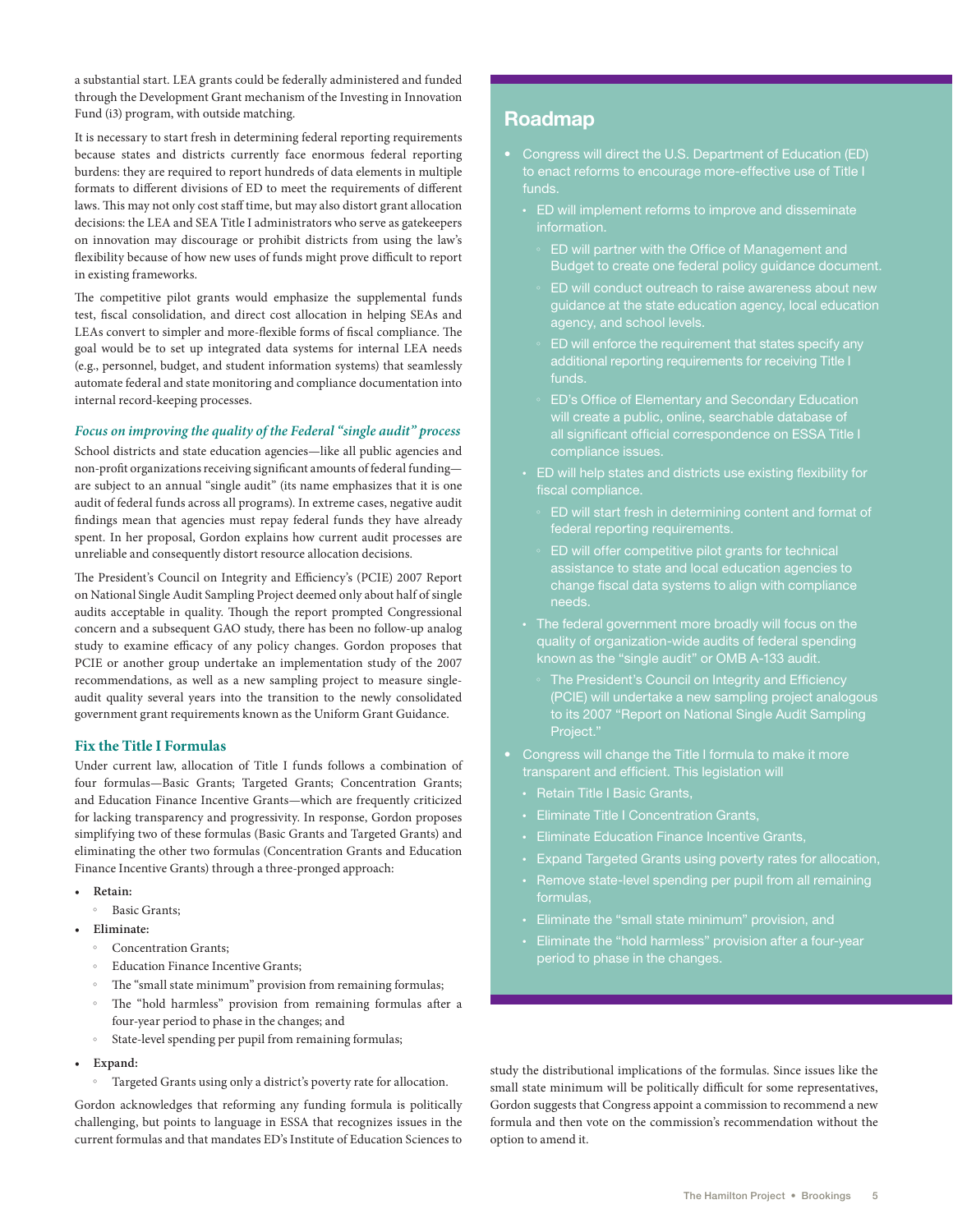a substantial start. LEA grants could be federally administered and funded through the Development Grant mechanism of the Investing in Innovation Fund (i3) program, with outside matching.

It is necessary to start fresh in determining federal reporting requirements because states and districts currently face enormous federal reporting burdens: they are required to report hundreds of data elements in multiple formats to different divisions of ED to meet the requirements of different laws. This may not only cost staff time, but may also distort grant allocation decisions: the LEA and SEA Title I administrators who serve as gatekeepers on innovation may discourage or prohibit districts from using the law's flexibility because of how new uses of funds might prove difficult to report in existing frameworks.

The competitive pilot grants would emphasize the supplemental funds test, fiscal consolidation, and direct cost allocation in helping SEAs and LEAs convert to simpler and more-flexible forms of fiscal compliance. The goal would be to set up integrated data systems for internal LEA needs (e.g., personnel, budget, and student information systems) that seamlessly automate federal and state monitoring and compliance documentation into internal record-keeping processes.

#### *Focus on improving the quality of the Federal "single audit" process*

School districts and state education agencies—like all public agencies and non-profit organizations receiving significant amounts of federal funding—are subject to an annual "single audit" (its name emphasizes that it is one audit of federal funds across all programs). In extreme cases, negative audit findings mean that agencies must repay federal funds they have already spent. In her proposal, Gordon explains how current audit processes are unreliable and consequently distort resource allocation decisions.

The President's Council on Integrity and Efficiency's (PCIE) 2007 Report on National Single Audit Sampling Project deemed only about half of single audits acceptable in quality. Though the report prompted Congressional concern and a subsequent GAO study, there has been no follow-up analog study to examine efficacy of any policy changes. Gordon proposes that PCIE or another group undertake an implementation study of the 2007 recommendations, as well as a new sampling project to measure single-audit quality several years into the transition to the newly consolidated government grant requirements known as the Uniform Grant Guidance.

### Fix the Title I Formulas

Under current law, allocation of Title I funds follows a combination of four formulas—Basic Grants; Targeted Grants; Concentration Grants; and Education Finance Incentive Grants—which are frequently criticized for lacking transparency and progressivity. In response, Gordon proposes simplifying two of these formulas (Basic Grants and Targeted Grants) and eliminating the other two formulas (Concentration Grants and Education Finance Incentive Grants) through a three-pronged approach:

- **Retain:**
  - Basic Grants;
- **Eliminate:**
  - Concentration Grants;
  - Education Finance Incentive Grants;
  - The "small state minimum" provision from remaining formulas;
  - The "hold harmless" provision from remaining formulas after a four-year period to phase in the changes; and
  - State-level spending per pupil from remaining formulas;
- **Expand:**
  - Targeted Grants using only a district's poverty rate for allocation.

Gordon acknowledges that reforming any funding formula is politically challenging, but points to language in ESSA that recognizes issues in the current formulas and that mandates ED's Institute of Education Sciences to study the distributional implications of the formulas. Since issues like the small state minimum will be politically difficult for some representatives, Gordon suggests that Congress appoint a commission to recommend a new formula and then vote on the commission's recommendation without the option to amend it.

## Roadmap

- Congress will direct the U.S. Department of Education (ED) to enact reforms to encourage more-effective use of Title I funds.
  - ED will implement reforms to improve and disseminate information.
    - ED will partner with the Office of Management and Budget to create one federal policy guidance document.
    - ED will conduct outreach to raise awareness about new guidance at the state education agency, local education agency, and school levels.
    - ED will enforce the requirement that states specify any additional reporting requirements for receiving Title I funds.
    - ED's Office of Elementary and Secondary Education will create a public, online, searchable database of all significant official correspondence on ESSA Title I compliance issues.
  - ED will help states and districts use existing flexibility for fiscal compliance.
    - ED will start fresh in determining content and format of federal reporting requirements.
    - ED will offer competitive pilot grants for technical assistance to state and local education agencies to change fiscal data systems to align with compliance needs.
  - The federal government more broadly will focus on the quality of organization-wide audits of federal spending known as the "single audit" or OMB A-133 audit.
    - The President's Council on Integrity and Efficiency (PCIE) will undertake a new sampling project analogous to its 2007 "Report on National Single Audit Sampling Project."
- Congress will change the Title I formula to make it more transparent and efficient. This legislation will
  - Retain Title I Basic Grants,
  - Eliminate Title I Concentration Grants,
  - Eliminate Education Finance Incentive Grants,
  - Expand Targeted Grants using poverty rates for allocation,
  - Remove state-level spending per pupil from all remaining formulas,
  - Eliminate the "small state minimum" provision, and
  - Eliminate the "hold harmless" provision after a four-year period to phase in the changes.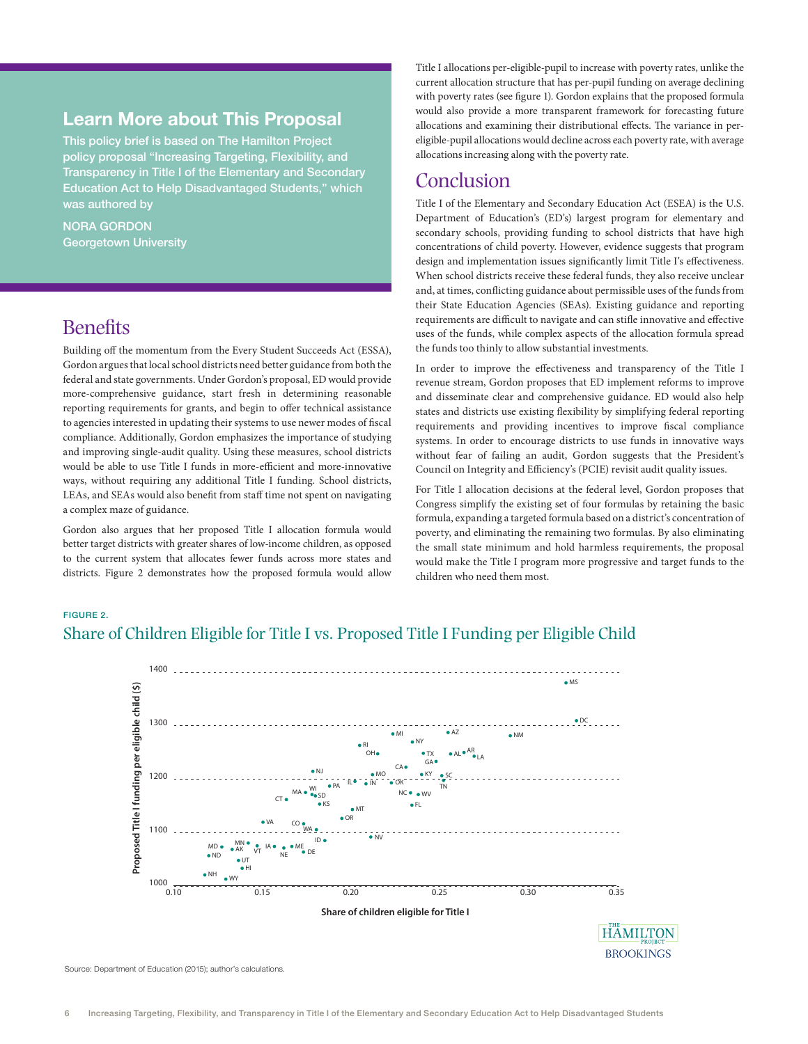## Learn More about This Proposal

This policy brief is based on The Hamilton Project policy proposal "Increasing Targeting, Flexibility, and Transparency in Title I of the Elementary and Secondary Education Act to Help Disadvantaged Students," which was authored by

NORA GORDON
Georgetown University

## Benefits

Building off the momentum from the Every Student Succeeds Act (ESSA), Gordon argues that local school districts need better guidance from both the federal and state governments. Under Gordon's proposal, ED would provide more-comprehensive guidance, start fresh in determining reasonable reporting requirements for grants, and begin to offer technical assistance to agencies interested in updating their systems to use newer modes of fiscal compliance. Additionally, Gordon emphasizes the importance of studying and improving single-audit quality. Using these measures, school districts would be able to use Title I funds in more-efficient and more-innovative ways, without requiring any additional Title I funding. School districts, LEAs, and SEAs would also benefit from staff time not spent on navigating a complex maze of guidance.

Gordon also argues that her proposed Title I allocation formula would better target districts with greater shares of low-income children, as opposed to the current system that allocates fewer funds across more states and districts. Figure 2 demonstrates how the proposed formula would allow Title I allocations per-eligible-pupil to increase with poverty rates, unlike the current allocation structure that has per-pupil funding on average declining with poverty rates (see figure 1). Gordon explains that the proposed formula would also provide a more transparent framework for forecasting future allocations and examining their distributional effects. The variance in per-eligible-pupil allocations would decline across each poverty rate, with average allocations increasing along with the poverty rate.

## Conclusion

Title I of the Elementary and Secondary Education Act (ESEA) is the U.S. Department of Education's (ED's) largest program for elementary and secondary schools, providing funding to school districts that have high concentrations of child poverty. However, evidence suggests that program design and implementation issues significantly limit Title I's effectiveness. When school districts receive these federal funds, they also receive unclear and, at times, conflicting guidance about permissible uses of the funds from their State Education Agencies (SEAs). Existing guidance and reporting requirements are difficult to navigate and can stifle innovative and effective uses of the funds, while complex aspects of the allocation formula spread the funds too thinly to allow substantial investments.

In order to improve the effectiveness and transparency of the Title I revenue stream, Gordon proposes that ED implement reforms to improve and disseminate clear and comprehensive guidance. ED would also help states and districts use existing flexibility by simplifying federal reporting requirements and providing incentives to improve fiscal compliance systems. In order to encourage districts to use funds in innovative ways without fear of failing an audit, Gordon suggests that the President's Council on Integrity and Efficiency's (PCIE) revisit audit quality issues.

For Title I allocation decisions at the federal level, Gordon proposes that Congress simplify the existing set of four formulas by retaining the basic formula, expanding a targeted formula based on a district's concentration of poverty, and eliminating the remaining two formulas. By also eliminating the small state minimum and hold harmless requirements, the proposal would make the Title I program more progressive and target funds to the children who need them most.

FIGURE 2.

### Share of Children Eligible for Title I vs. Proposed Title I Funding per Eligible Child

Source: Department of Education (2015); author's calculations.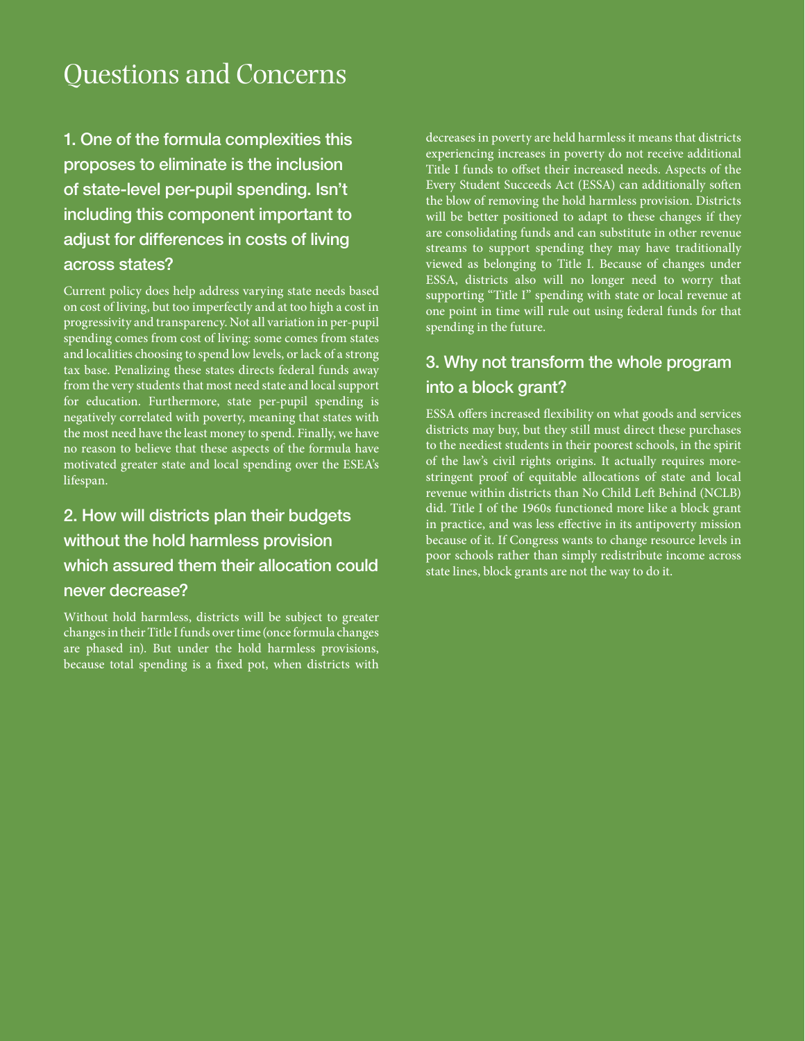# Questions and Concerns

## 1. One of the formula complexities this proposes to eliminate is the inclusion of state-level per-pupil spending. Isn't including this component important to adjust for differences in costs of living across states?

Current policy does help address varying state needs based on cost of living, but too imperfectly and at too high a cost in progressivity and transparency. Not all variation in per-pupil spending comes from cost of living: some comes from states and localities choosing to spend low levels, or lack of a strong tax base. Penalizing these states directs federal funds away from the very students that most need state and local support for education. Furthermore, state per-pupil spending is negatively correlated with poverty, meaning that states with the most need have the least money to spend. Finally, we have no reason to believe that these aspects of the formula have motivated greater state and local spending over the ESEA's lifespan.

## 2. How will districts plan their budgets without the hold harmless provision which assured them their allocation could never decrease?

Without hold harmless, districts will be subject to greater changes in their Title I funds over time (once formula changes are phased in). But under the hold harmless provisions, because total spending is a fixed pot, when districts with decreases in poverty are held harmless it means that districts experiencing increases in poverty do not receive additional Title I funds to offset their increased needs. Aspects of the Every Student Succeeds Act (ESSA) can additionally soften the blow of removing the hold harmless provision. Districts will be better positioned to adapt to these changes if they are consolidating funds and can substitute in other revenue streams to support spending they may have traditionally viewed as belonging to Title I. Because of changes under ESSA, districts also will no longer need to worry that supporting "Title I" spending with state or local revenue at one point in time will rule out using federal funds for that spending in the future.

## 3. Why not transform the whole program into a block grant?

ESSA offers increased flexibility on what goods and services districts may buy, but they still must direct these purchases to the neediest students in their poorest schools, in the spirit of the law's civil rights origins. It actually requires more-stringent proof of equitable allocations of state and local revenue within districts than No Child Left Behind (NCLB) did. Title I of the 1960s functioned more like a block grant in practice, and was less effective in its antipoverty mission because of it. If Congress wants to change resource levels in poor schools rather than simply redistribute income across state lines, block grants are not the way to do it.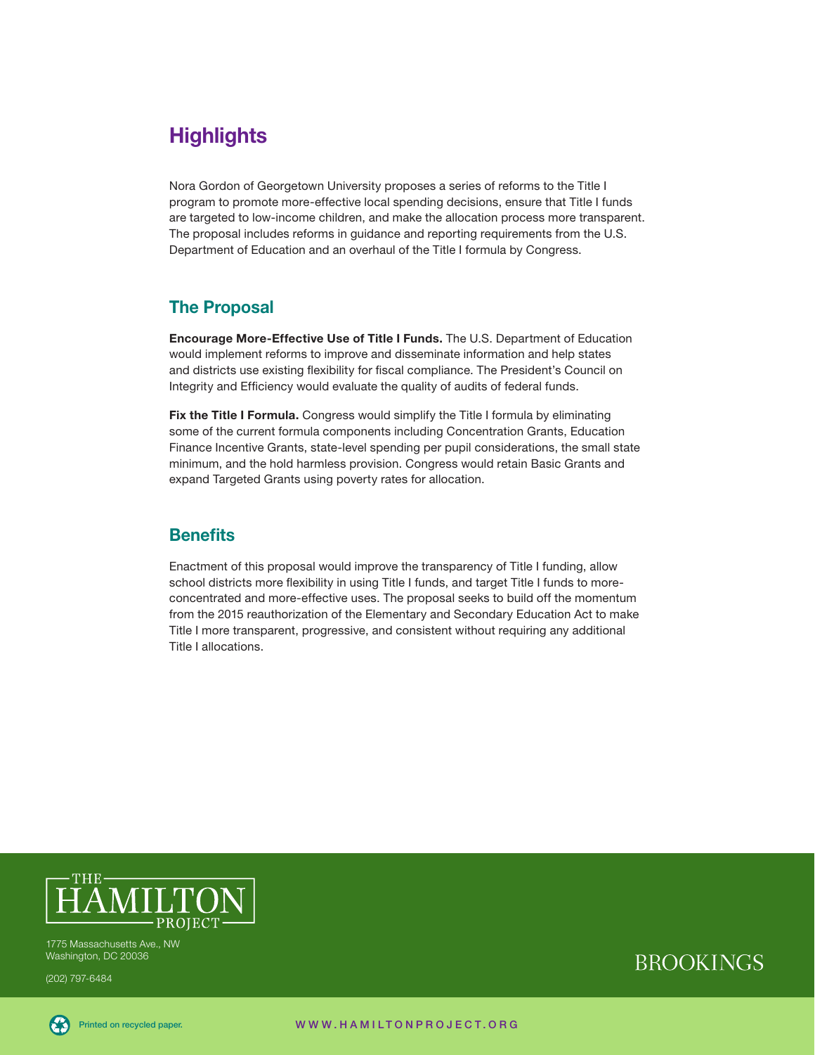## Highlights

Nora Gordon of Georgetown University proposes a series of reforms to the Title I program to promote more-effective local spending decisions, ensure that Title I funds are targeted to low-income children, and make the allocation process more transparent. The proposal includes reforms in guidance and reporting requirements from the U.S. Department of Education and an overhaul of the Title I formula by Congress.

### The Proposal

**Encourage More-Effective Use of Title I Funds.** The U.S. Department of Education would implement reforms to improve and disseminate information and help states and districts use existing flexibility for fiscal compliance. The President's Council on Integrity and Efficiency would evaluate the quality of audits of federal funds.

**Fix the Title I Formula.** Congress would simplify the Title I formula by eliminating some of the current formula components including Concentration Grants, Education Finance Incentive Grants, state-level spending per pupil considerations, the small state minimum, and the hold harmless provision. Congress would retain Basic Grants and expand Targeted Grants using poverty rates for allocation.

### Benefits

Enactment of this proposal would improve the transparency of Title I funding, allow school districts more flexibility in using Title I funds, and target Title I funds to more-concentrated and more-effective uses. The proposal seeks to build off the momentum from the 2015 reauthorization of the Elementary and Secondary Education Act to make Title I more transparent, progressive, and consistent without requiring any additional Title I allocations.

THE HAMILTON PROJECT

1775 Massachusetts Ave., NW
Washington, DC 20036

(202) 797-6484

BROOKINGS

Printed on recycled paper.

WWW.HAMILTONPROJECT.ORG